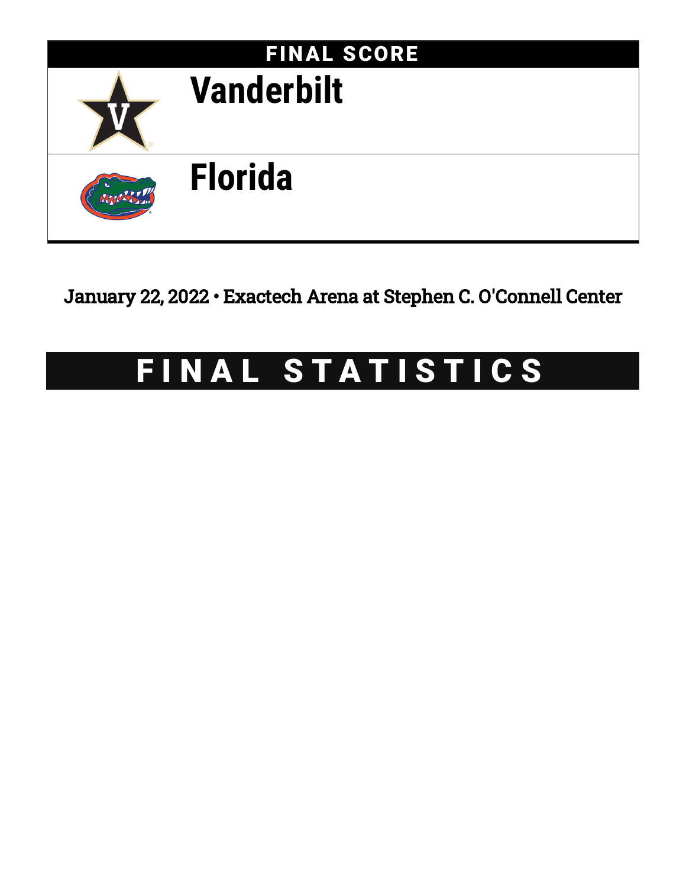## FINAL SCORE

| | |
|---|---|
| Vanderbilt | |
| Florida | |

January 22, 2022 • Exactech Arena at Stephen C. O'Connell Center

# FINAL STATISTICS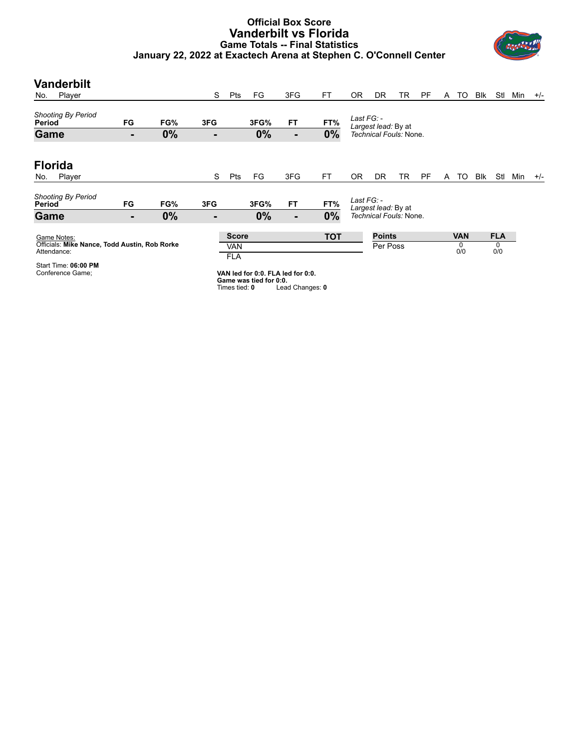# Official Box Score
## Vanderbilt vs Florida
### Game Totals -- Final Statistics
### January 22, 2022 at Exactech Arena at Stephen C. O'Connell Center

## Vanderbilt

| No. | Player | S | Pts | FG | 3FG | FT | OR | DR | TR | PF | A | TO | Blk | Stl | Min | +/- |
|---|---|---|---|---|---|---|---|---|---|---|---|---|---|---|---|---|

*Shooting By Period*

| Period | FG | FG% | 3FG | 3FG% | FT | FT% |
|---|---|---|---|---|---|---|
| **Game** | - | 0% | - | 0% | - | 0% |

*Last FG:* -
*Largest lead:* By at
*Technical Fouls:* None.

## Florida

| No. | Player | S | Pts | FG | 3FG | FT | OR | DR | TR | PF | A | TO | Blk | Stl | Min | +/- |
|---|---|---|---|---|---|---|---|---|---|---|---|---|---|---|---|---|

*Shooting By Period*

| Period | FG | FG% | 3FG | 3FG% | FT | FT% |
|---|---|---|---|---|---|---|
| **Game** | - | 0% | - | 0% | - | 0% |

*Last FG:* -
*Largest lead:* By at
*Technical Fouls:* None.

Game Notes:
Officials: **Mike Nance, Todd Austin, Rob Rorke**
Attendance:

Start Time: **06:00 PM**
Conference Game;

| Score | TOT |
|---|---|
| VAN | |
| FLA | |

| Points | VAN | FLA |
|---|---|---|
| Per Poss | 0<br>0/0 | 0<br>0/0 |

**VAN led for 0:0. FLA led for 0:0.**
**Game was tied for 0:0.**
Times tied: **0** Lead Changes: **0**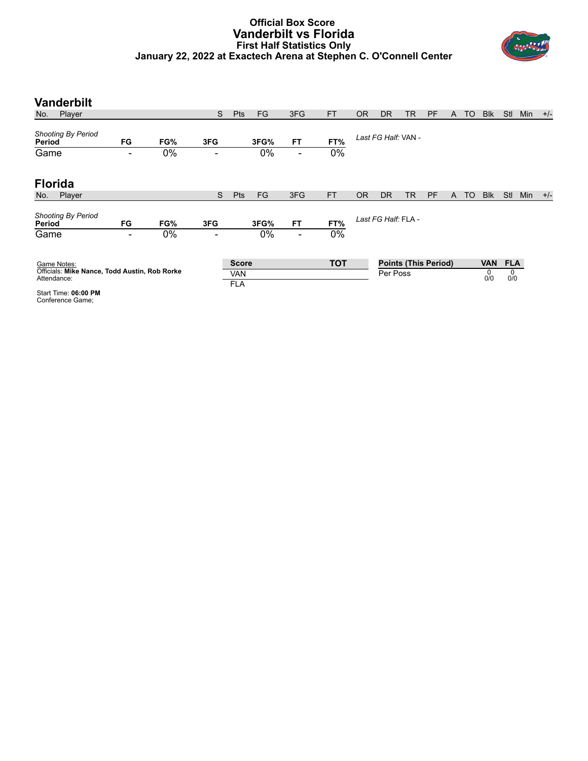# Official Box Score
## Vanderbilt vs Florida
### First Half Statistics Only
### January 22, 2022 at Exactech Arena at Stephen C. O'Connell Center

## Vanderbilt

| No. | Player | S | Pts | FG | 3FG | FT | OR | DR | TR | PF | A | TO | Blk | Stl | Min | +/- |
|---|---|---|---|---|---|---|---|---|---|---|---|---|---|---|---|---|

*Shooting By Period*

| Period | FG | FG% | 3FG | 3FG% | FT | FT% |
|---|---|---|---|---|---|---|
| Game | - | 0% | - | 0% | - | 0% |

*Last FG Half:* VAN -

## Florida

| No. | Player | S | Pts | FG | 3FG | FT | OR | DR | TR | PF | A | TO | Blk | Stl | Min | +/- |
|---|---|---|---|---|---|---|---|---|---|---|---|---|---|---|---|---|

*Shooting By Period*

| Period | FG | FG% | 3FG | 3FG% | FT | FT% |
|---|---|---|---|---|---|---|
| Game | - | 0% | - | 0% | - | 0% |

*Last FG Half:* FLA -

Game Notes:
Officials: **Mike Nance, Todd Austin, Rob Rorke**
Attendance:

Start Time: **06:00 PM**
Conference Game;

| Score | TOT |
|---|---|
| VAN | |
| FLA | |

| Points (This Period) | VAN | FLA |
|---|---|---|
| Per Poss | 0<br>0/0 | 0<br>0/0 |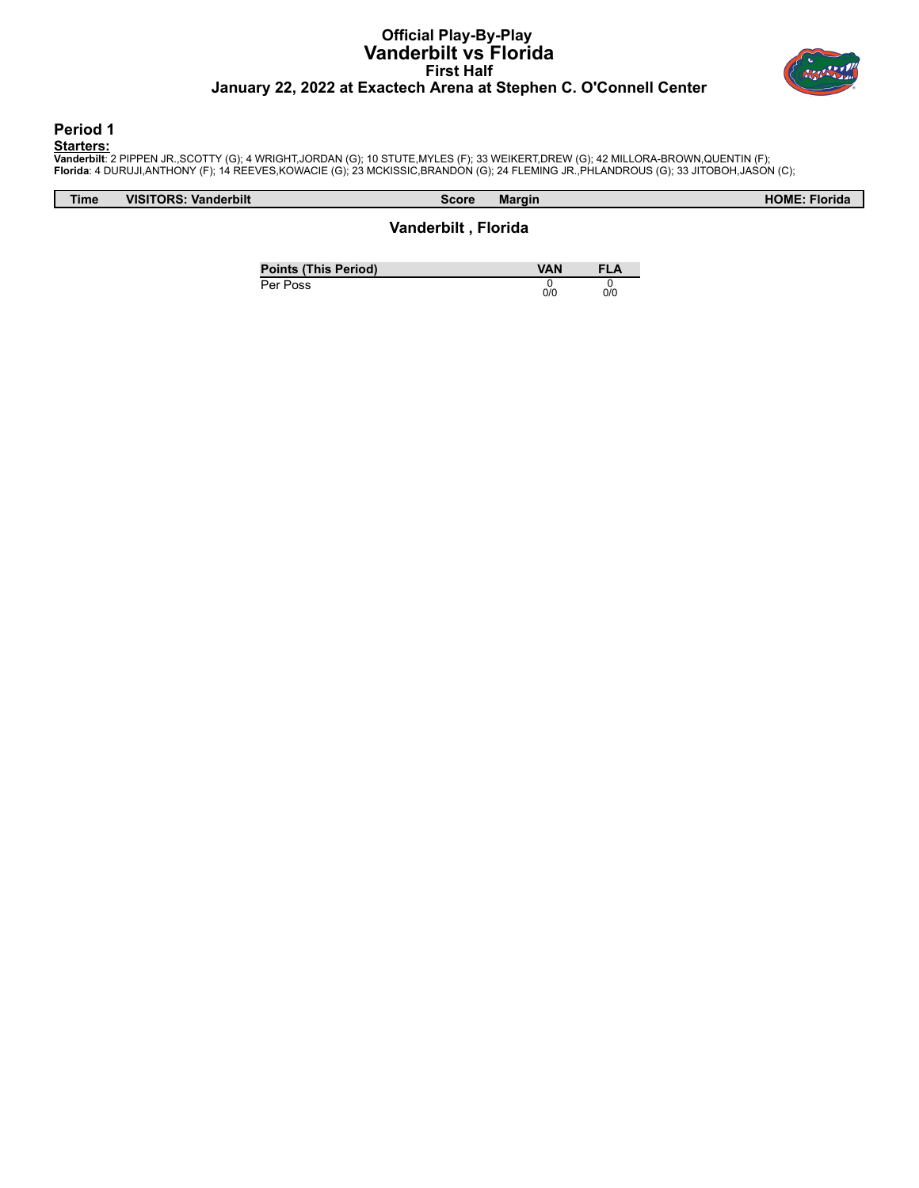# Official Play-By-Play
## Vanderbilt vs Florida
### First Half
### January 22, 2022 at Exactech Arena at Stephen C. O'Connell Center

## Period 1

**Starters:**

**Vanderbilt**: 2 PIPPEN JR.,SCOTTY (G); 4 WRIGHT,JORDAN (G); 10 STUTE,MYLES (F); 33 WEIKERT,DREW (G); 42 MILLORA-BROWN,QUENTIN (F);
**Florida**: 4 DURUJI,ANTHONY (F); 14 REEVES,KOWACIE (G); 23 MCKISSIC,BRANDON (G); 24 FLEMING JR.,PHLANDROUS (G); 33 JITOBOH,JASON (C);

| Time | VISITORS: Vanderbilt | Score | Margin | HOME: Florida |
|---|---|---|---|---|

### Vanderbilt , Florida

| Points (This Period) | VAN | FLA |
|---|---|---|
| Per Poss | 0<br>0/0 | 0<br>0/0 |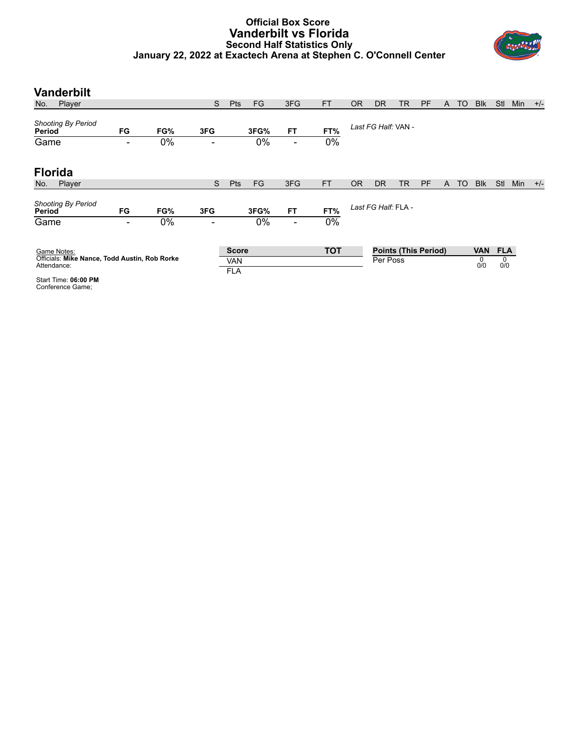# Official Box Score
## Vanderbilt vs Florida
### Second Half Statistics Only
### January 22, 2022 at Exactech Arena at Stephen C. O'Connell Center

## Vanderbilt

| No. | Player | S | Pts | FG | 3FG | FT | OR | DR | TR | PF | A | TO | Blk | Stl | Min | +/- |
|---|---|---|---|---|---|---|---|---|---|---|---|---|---|---|---|---|

*Shooting By Period*

| Period | FG | FG% | 3FG | 3FG% | FT | FT% |
|---|---|---|---|---|---|---|
| Game | - | 0% | - | 0% | - | 0% |

*Last FG Half:* VAN -

## Florida

| No. | Player | S | Pts | FG | 3FG | FT | OR | DR | TR | PF | A | TO | Blk | Stl | Min | +/- |
|---|---|---|---|---|---|---|---|---|---|---|---|---|---|---|---|---|

*Shooting By Period*

| Period | FG | FG% | 3FG | 3FG% | FT | FT% |
|---|---|---|---|---|---|---|
| Game | - | 0% | - | 0% | - | 0% |

*Last FG Half:* FLA -

Game Notes:
Officials: **Mike Nance, Todd Austin, Rob Rorke**
Attendance:

Start Time: **06:00 PM**
Conference Game;

| Score | TOT |
|---|---|
| VAN | |
| FLA | |

| Points (This Period) | VAN | FLA |
|---|---|---|
| Per Poss | 0<br>0/0 | 0<br>0/0 |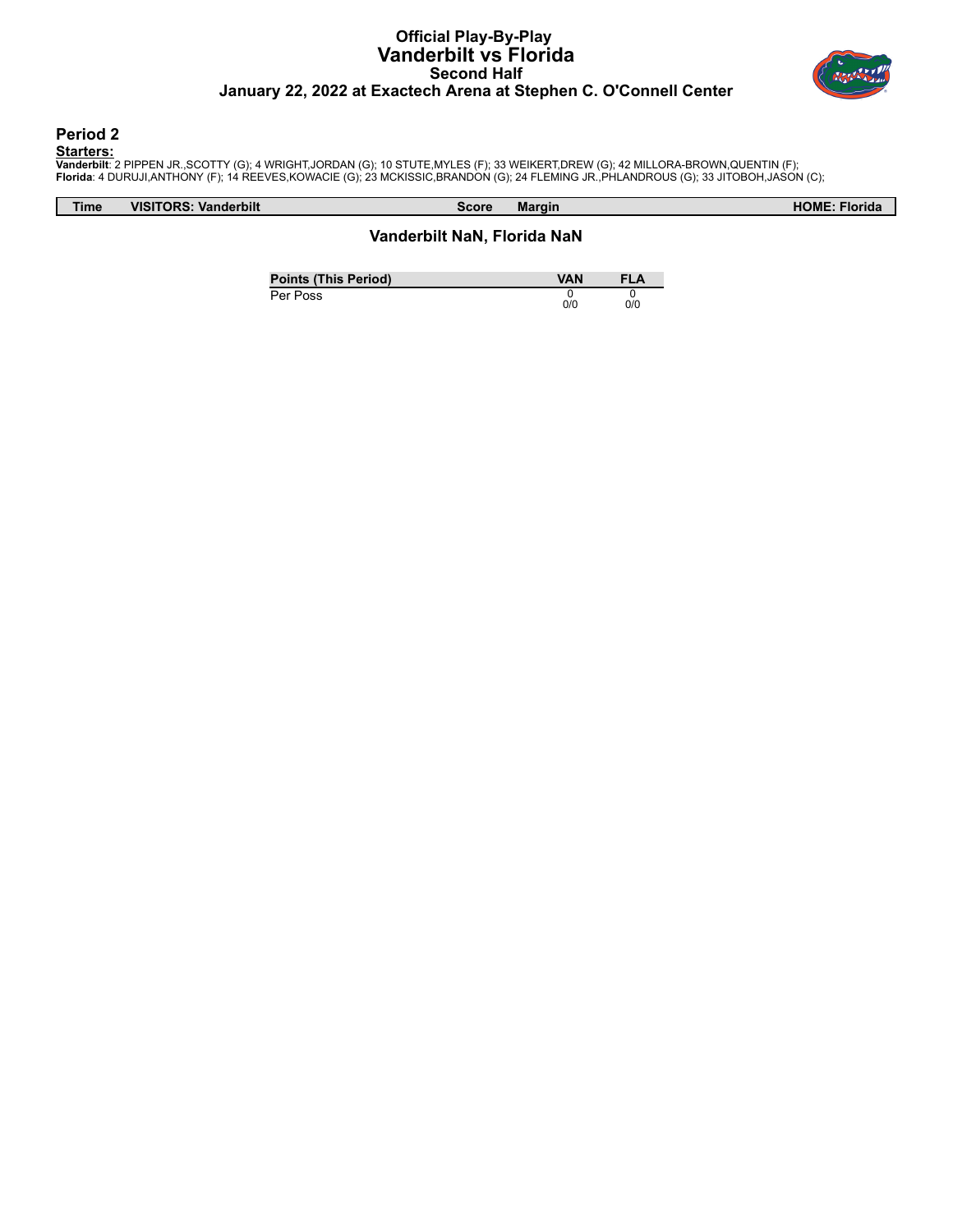# Official Play-By-Play
## Vanderbilt vs Florida
### Second Half
### January 22, 2022 at Exactech Arena at Stephen C. O'Connell Center

## Period 2

**Starters:**

**Vanderbilt**: 2 PIPPEN JR.,SCOTTY (G); 4 WRIGHT,JORDAN (G); 10 STUTE,MYLES (F); 33 WEIKERT,DREW (G); 42 MILLORA-BROWN,QUENTIN (F);
**Florida**: 4 DURUJI,ANTHONY (F); 14 REEVES,KOWACIE (G); 23 MCKISSIC,BRANDON (G); 24 FLEMING JR.,PHLANDROUS (G); 33 JITOBOH,JASON (C);

| Time | VISITORS: Vanderbilt | Score | Margin | HOME: Florida |
|---|---|---|---|---|

**Vanderbilt NaN, Florida NaN**

| Points (This Period) | VAN | FLA |
|---|---|---|
| Per Poss | 0<br>0/0 | 0<br>0/0 |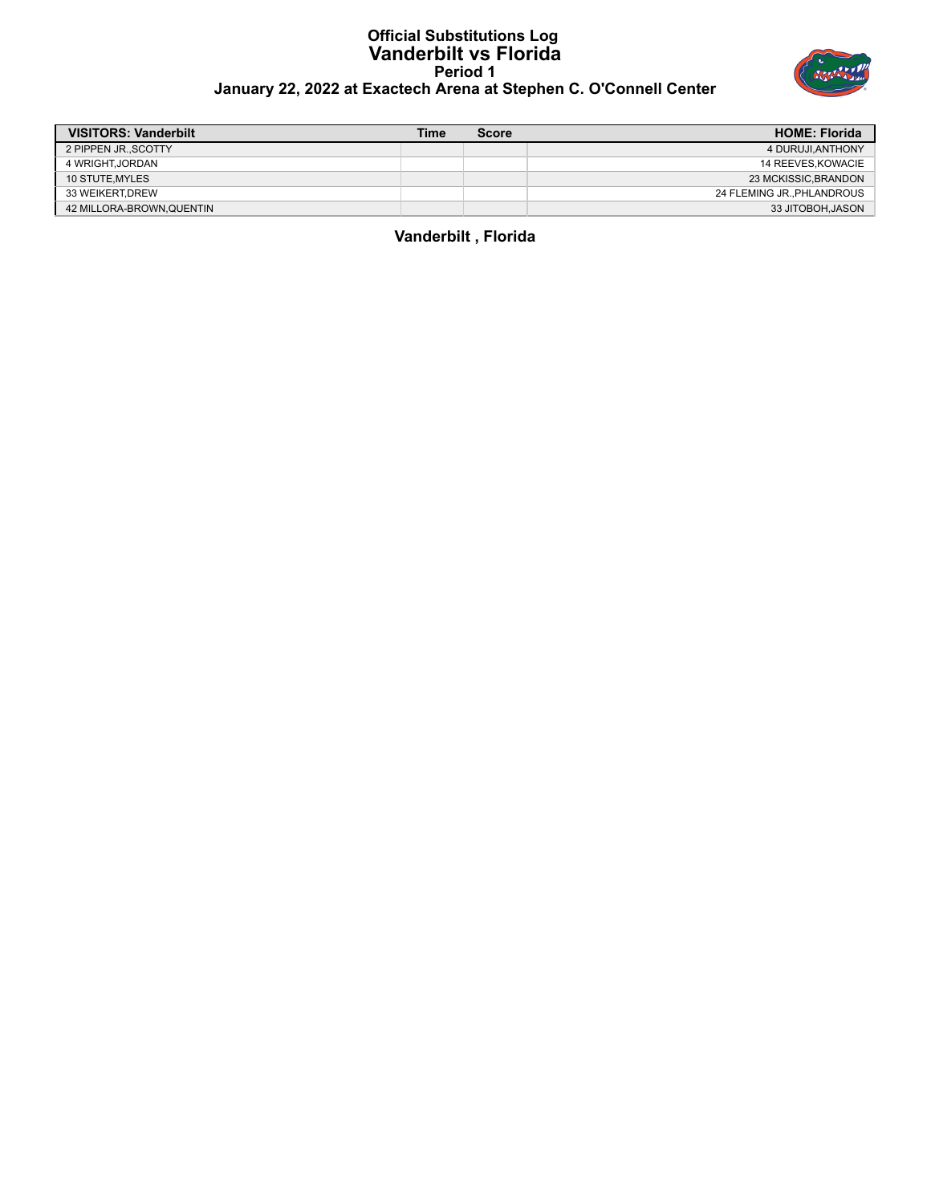# Official Substitutions Log
## Vanderbilt vs Florida
### Period 1
### January 22, 2022 at Exactech Arena at Stephen C. O'Connell Center

| VISITORS: Vanderbilt | Time | Score | HOME: Florida |
|---|---|---|---|
| 2 PIPPEN JR.,SCOTTY | | | 4 DURUJI,ANTHONY |
| 4 WRIGHT,JORDAN | | | 14 REEVES,KOWACIE |
| 10 STUTE,MYLES | | | 23 MCKISSIC,BRANDON |
| 33 WEIKERT,DREW | | | 24 FLEMING JR.,PHLANDROUS |
| 42 MILLORA-BROWN,QUENTIN | | | 33 JITOBOH,JASON |

**Vanderbilt , Florida**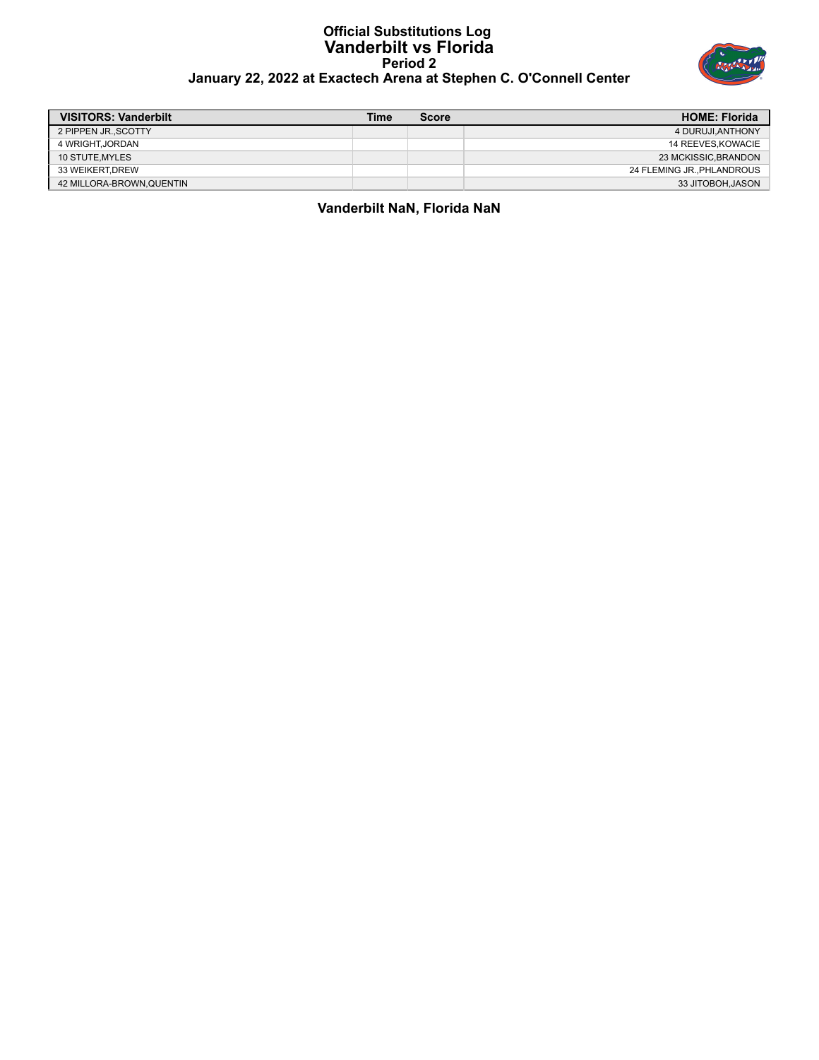# Official Substitutions Log
## Vanderbilt vs Florida
### Period 2
### January 22, 2022 at Exactech Arena at Stephen C. O'Connell Center

| VISITORS: Vanderbilt | Time | Score | HOME: Florida |
|---|---|---|---|
| 2 PIPPEN JR.,SCOTTY | | | 4 DURUJI,ANTHONY |
| 4 WRIGHT,JORDAN | | | 14 REEVES,KOWACIE |
| 10 STUTE,MYLES | | | 23 MCKISSIC,BRANDON |
| 33 WEIKERT,DREW | | | 24 FLEMING JR.,PHLANDROUS |
| 42 MILLORA-BROWN,QUENTIN | | | 33 JITOBOH,JASON |

**Vanderbilt NaN, Florida NaN**